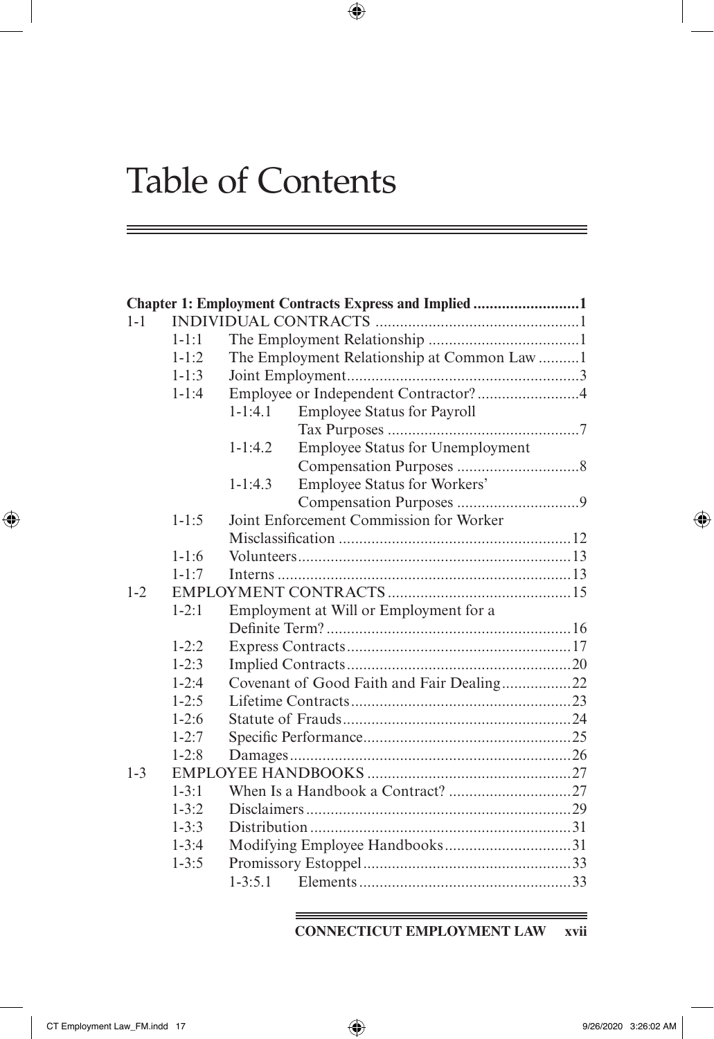# Table of Contents

**Chapter 1: Employment Contracts Express and Implied** .......................... 1

- 1-1 INDIVIDUAL CONTRACTS .......................... 1
  - 1-1:1 The Employment Relationship .......................... 1
  - 1-1:2 The Employment Relationship at Common Law .......................... 1
  - 1-1:3 Joint Employment .......................... 3
  - 1-1:4 Employee or Independent Contractor? .......................... 4
    - 1-1:4.1 Employee Status for Payroll Tax Purposes .......................... 7
    - 1-1:4.2 Employee Status for Unemployment Compensation Purposes .......................... 8
    - 1-1:4.3 Employee Status for Workers' Compensation Purposes .......................... 9
  - 1-1:5 Joint Enforcement Commission for Worker Misclassification .......................... 12
  - 1-1:6 Volunteers .......................... 13
  - 1-1:7 Interns .......................... 13
- 1-2 EMPLOYMENT CONTRACTS .......................... 15
  - 1-2:1 Employment at Will or Employment for a Definite Term? .......................... 16
  - 1-2:2 Express Contracts .......................... 17
  - 1-2:3 Implied Contracts .......................... 20
  - 1-2:4 Covenant of Good Faith and Fair Dealing .......................... 22
  - 1-2:5 Lifetime Contracts .......................... 23
  - 1-2:6 Statute of Frauds .......................... 24
  - 1-2:7 Specific Performance .......................... 25
  - 1-2:8 Damages .......................... 26
- 1-3 EMPLOYEE HANDBOOKS .......................... 27
  - 1-3:1 When Is a Handbook a Contract? .......................... 27
  - 1-3:2 Disclaimers .......................... 29
  - 1-3:3 Distribution .......................... 31
  - 1-3:4 Modifying Employee Handbooks .......................... 31
  - 1-3:5 Promissory Estoppel .......................... 33
    - 1-3:5.1 Elements .......................... 33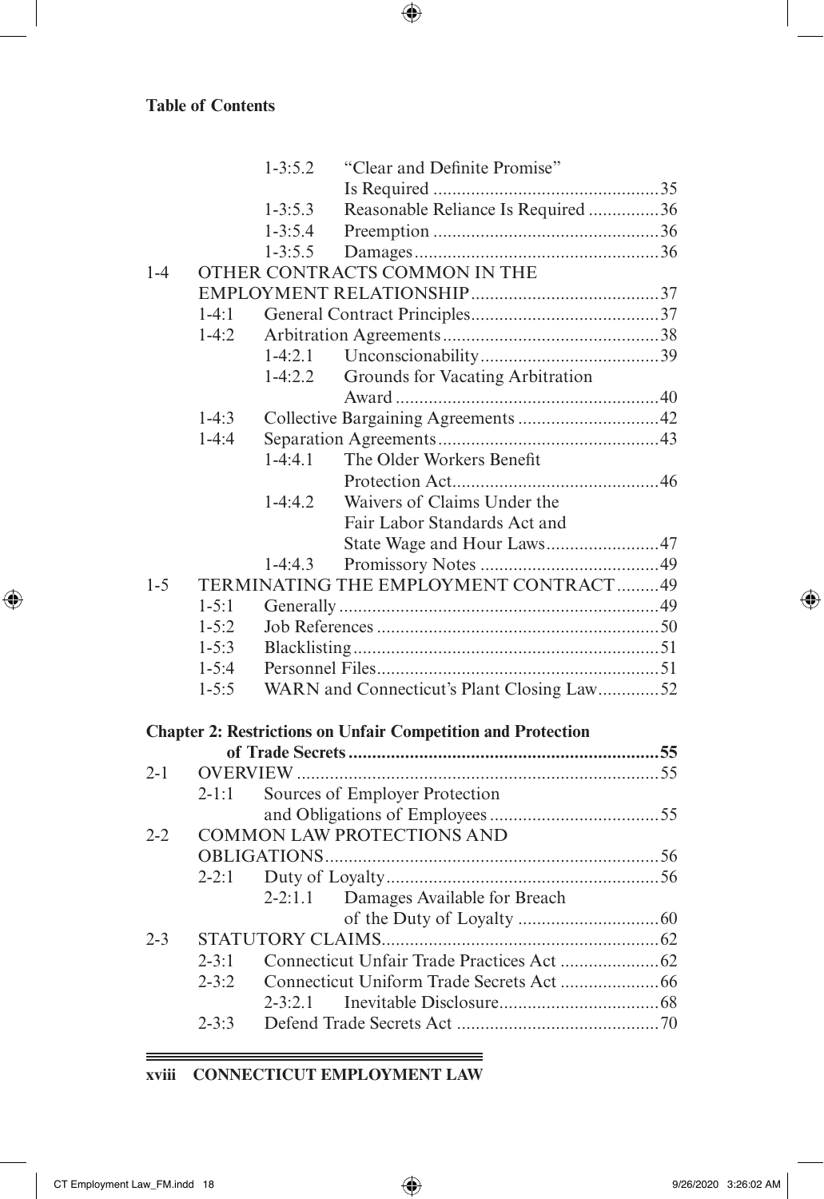**Table of Contents**

- 1-3:5.2 "Clear and Definite Promise" Is Required ....35
- 1-3:5.3 Reasonable Reliance Is Required ....36
- 1-3:5.4 Preemption ....36
- 1-3:5.5 Damages ....36

1-4 OTHER CONTRACTS COMMON IN THE EMPLOYMENT RELATIONSHIP ....37

- 1-4:1 General Contract Principles ....37
- 1-4:2 Arbitration Agreements ....38
  - 1-4:2.1 Unconscionability ....39
  - 1-4:2.2 Grounds for Vacating Arbitration Award ....40
- 1-4:3 Collective Bargaining Agreements ....42
- 1-4:4 Separation Agreements ....43
  - 1-4:4.1 The Older Workers Benefit Protection Act ....46
  - 1-4:4.2 Waivers of Claims Under the Fair Labor Standards Act and State Wage and Hour Laws ....47
  - 1-4:4.3 Promissory Notes ....49

1-5 TERMINATING THE EMPLOYMENT CONTRACT ....49

- 1-5:1 Generally ....49
- 1-5:2 Job References ....50
- 1-5:3 Blacklisting ....51
- 1-5:4 Personnel Files ....51
- 1-5:5 WARN and Connecticut's Plant Closing Law ....52

**Chapter 2: Restrictions on Unfair Competition and Protection of Trade Secrets ....55**

2-1 OVERVIEW ....55

- 2-1:1 Sources of Employer Protection and Obligations of Employees ....55

2-2 COMMON LAW PROTECTIONS AND OBLIGATIONS ....56

- 2-2:1 Duty of Loyalty ....56
  - 2-2:1.1 Damages Available for Breach of the Duty of Loyalty ....60

2-3 STATUTORY CLAIMS ....62

- 2-3:1 Connecticut Unfair Trade Practices Act ....62
- 2-3:2 Connecticut Uniform Trade Secrets Act ....66
  - 2-3:2.1 Inevitable Disclosure ....68
- 2-3:3 Defend Trade Secrets Act ....70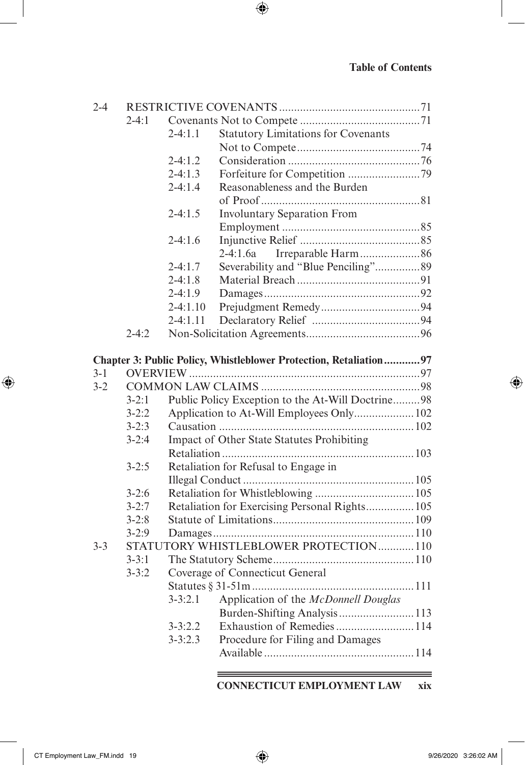2-4 RESTRICTIVE COVENANTS ........................................ 71

- 2-4:1 Covenants Not to Compete ........................................ 71
  - 2-4:1.1 Statutory Limitations for Covenants Not to Compete ........................................ 74
  - 2-4:1.2 Consideration ........................................ 76
  - 2-4:1.3 Forfeiture for Competition ........................................ 79
  - 2-4:1.4 Reasonableness and the Burden of Proof ........................................ 81
  - 2-4:1.5 Involuntary Separation From Employment ........................................ 85
  - 2-4:1.6 Injunctive Relief ........................................ 85
    - 2-4:1.6a Irreparable Harm ........................................ 86
  - 2-4:1.7 Severability and "Blue Penciling" ........................................ 89
  - 2-4:1.8 Material Breach ........................................ 91
  - 2-4:1.9 Damages ........................................ 92
  - 2-4:1.10 Prejudgment Remedy ........................................ 94
  - 2-4:1.11 Declaratory Relief ........................................ 94
- 2-4:2 Non-Solicitation Agreements ........................................ 96

**Chapter 3: Public Policy, Whistleblower Protection, Retaliation ............ 97**

3-1 OVERVIEW ........................................ 97

3-2 COMMON LAW CLAIMS ........................................ 98

- 3-2:1 Public Policy Exception to the At-Will Doctrine ......... 98
- 3-2:2 Application to At-Will Employees Only ........................................ 102
- 3-2:3 Causation ........................................ 102
- 3-2:4 Impact of Other State Statutes Prohibiting Retaliation ........................................ 103
- 3-2:5 Retaliation for Refusal to Engage in Illegal Conduct ........................................ 105
- 3-2:6 Retaliation for Whistleblowing ........................................ 105
- 3-2:7 Retaliation for Exercising Personal Rights ................ 105
- 3-2:8 Statute of Limitations ........................................ 109
- 3-2:9 Damages ........................................ 110

3-3 STATUTORY WHISTLEBLOWER PROTECTION ............ 110

- 3-3:1 The Statutory Scheme ........................................ 110
- 3-3:2 Coverage of Connecticut General Statutes § 31-51m ........................................ 111
  - 3-3:2.1 Application of the *McDonnell Douglas* Burden-Shifting Analysis ........................................ 113
  - 3-3:2.2 Exhaustion of Remedies ........................................ 114
  - 3-3:2.3 Procedure for Filing and Damages Available ........................................ 114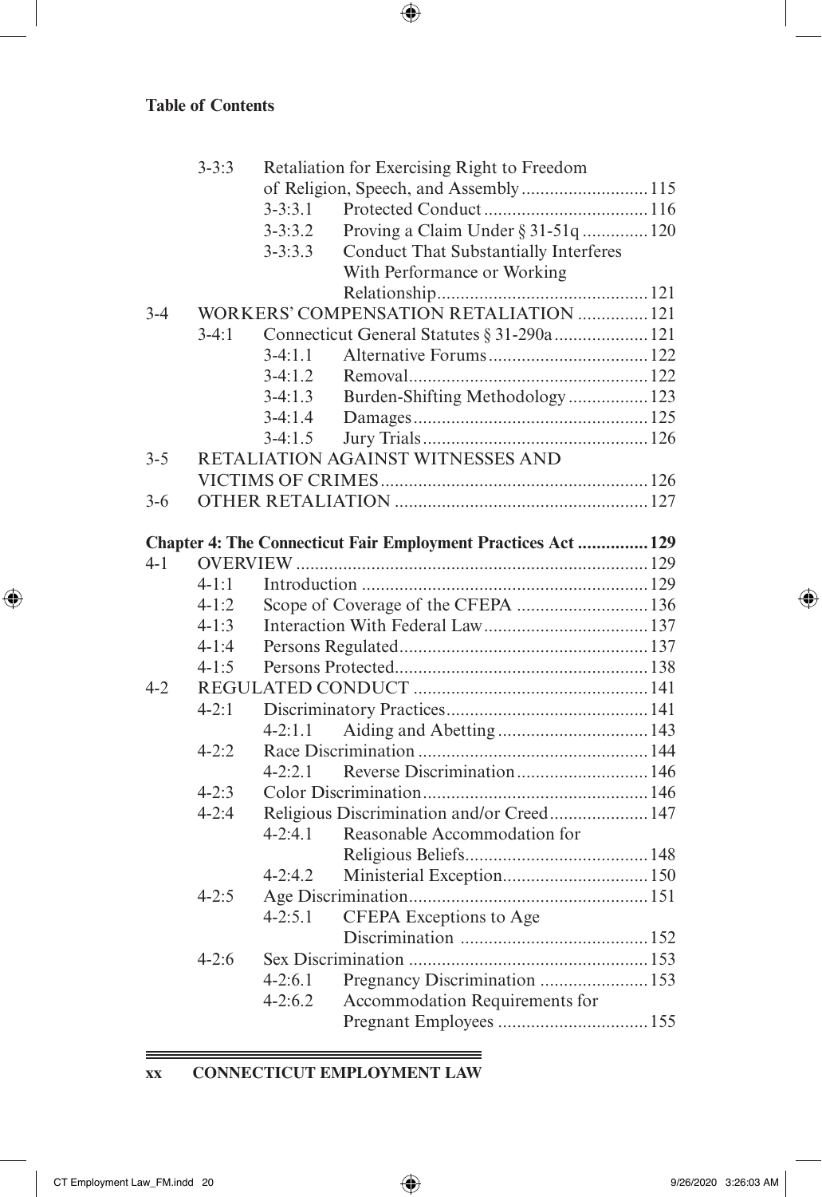| | | | |
|---|---|---|---|
| | 3-3:3 | Retaliation for Exercising Right to Freedom of Religion, Speech, and Assembly | 115 |
| | | 3-3:3.1 Protected Conduct | 116 |
| | | 3-3:3.2 Proving a Claim Under § 31-51q | 120 |
| | | 3-3:3.3 Conduct That Substantially Interferes With Performance or Working Relationship | 121 |
| 3-4 | WORKERS' COMPENSATION RETALIATION | | 121 |
| | 3-4:1 | Connecticut General Statutes § 31-290a | 121 |
| | | 3-4:1.1 Alternative Forums | 122 |
| | | 3-4:1.2 Removal | 122 |
| | | 3-4:1.3 Burden-Shifting Methodology | 123 |
| | | 3-4:1.4 Damages | 125 |
| | | 3-4:1.5 Jury Trials | 126 |
| 3-5 | RETALIATION AGAINST WITNESSES AND VICTIMS OF CRIMES | | 126 |
| 3-6 | OTHER RETALIATION | | 127 |

**Chapter 4: The Connecticut Fair Employment Practices Act ............... 129**

| | | | |
|---|---|---|---|
| 4-1 | OVERVIEW | | 129 |
| | 4-1:1 | Introduction | 129 |
| | 4-1:2 | Scope of Coverage of the CFEPA | 136 |
| | 4-1:3 | Interaction With Federal Law | 137 |
| | 4-1:4 | Persons Regulated | 137 |
| | 4-1:5 | Persons Protected | 138 |
| 4-2 | REGULATED CONDUCT | | 141 |
| | 4-2:1 | Discriminatory Practices | 141 |
| | | 4-2:1.1 Aiding and Abetting | 143 |
| | 4-2:2 | Race Discrimination | 144 |
| | | 4-2:2.1 Reverse Discrimination | 146 |
| | 4-2:3 | Color Discrimination | 146 |
| | 4-2:4 | Religious Discrimination and/or Creed | 147 |
| | | 4-2:4.1 Reasonable Accommodation for Religious Beliefs | 148 |
| | | 4-2:4.2 Ministerial Exception | 150 |
| | 4-2:5 | Age Discrimination | 151 |
| | | 4-2:5.1 CFEPA Exceptions to Age Discrimination | 152 |
| | 4-2:6 | Sex Discrimination | 153 |
| | | 4-2:6.1 Pregnancy Discrimination | 153 |
| | | 4-2:6.2 Accommodation Requirements for Pregnant Employees | 155 |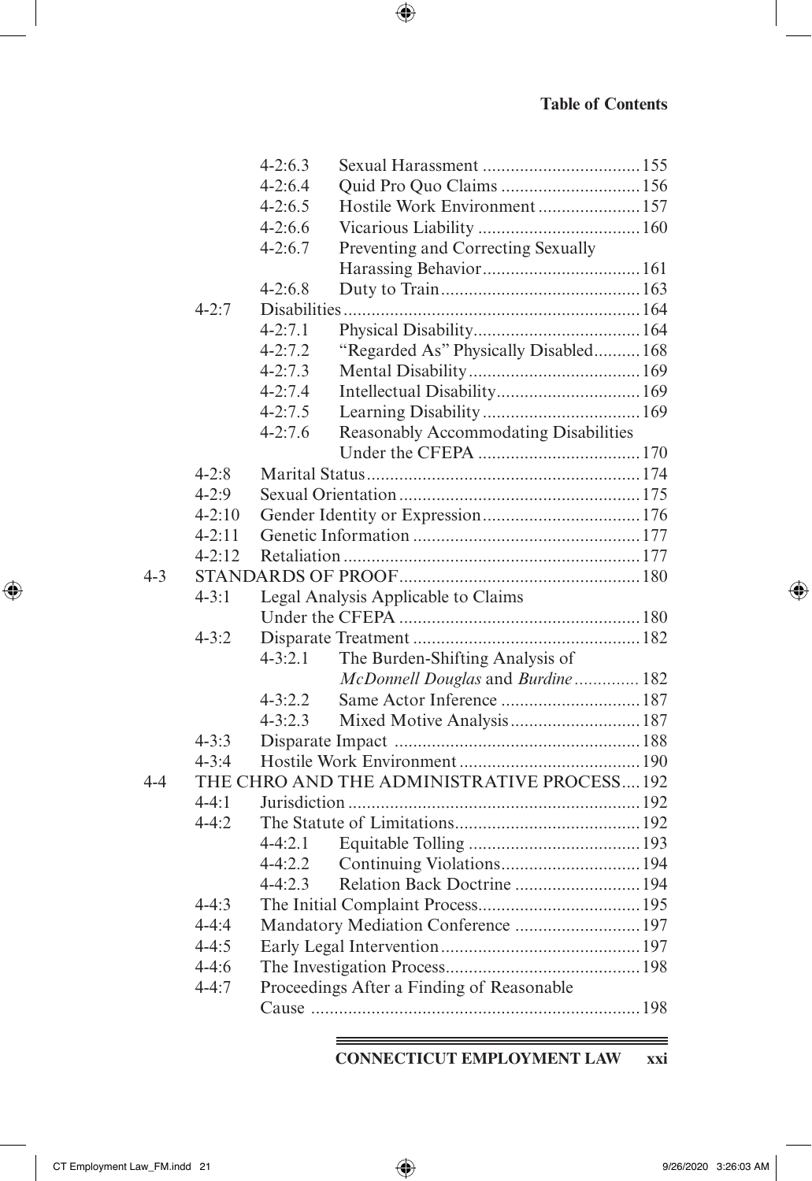- 4-2:6.3 Sexual Harassment .......... 155
- 4-2:6.4 Quid Pro Quo Claims .......... 156
- 4-2:6.5 Hostile Work Environment .......... 157
- 4-2:6.6 Vicarious Liability .......... 160
- 4-2:6.7 Preventing and Correcting Sexually Harassing Behavior .......... 161
- 4-2:6.8 Duty to Train .......... 163
- 4-2:7 Disabilities .......... 164
  - 4-2:7.1 Physical Disability .......... 164
  - 4-2:7.2 "Regarded As" Physically Disabled .......... 168
  - 4-2:7.3 Mental Disability .......... 169
  - 4-2:7.4 Intellectual Disability .......... 169
  - 4-2:7.5 Learning Disability .......... 169
  - 4-2:7.6 Reasonably Accommodating Disabilities Under the CFEPA .......... 170
- 4-2:8 Marital Status .......... 174
- 4-2:9 Sexual Orientation .......... 175
- 4-2:10 Gender Identity or Expression .......... 176
- 4-2:11 Genetic Information .......... 177
- 4-2:12 Retaliation .......... 177

4-3 STANDARDS OF PROOF .......... 180

- 4-3:1 Legal Analysis Applicable to Claims Under the CFEPA .......... 180
- 4-3:2 Disparate Treatment .......... 182
  - 4-3:2.1 The Burden-Shifting Analysis of *McDonnell Douglas* and *Burdine* .......... 182
  - 4-3:2.2 Same Actor Inference .......... 187
  - 4-3:2.3 Mixed Motive Analysis .......... 187
- 4-3:3 Disparate Impact .......... 188
- 4-3:4 Hostile Work Environment .......... 190

4-4 THE CHRO AND THE ADMINISTRATIVE PROCESS .......... 192

- 4-4:1 Jurisdiction .......... 192
- 4-4:2 The Statute of Limitations .......... 192
  - 4-4:2.1 Equitable Tolling .......... 193
  - 4-4:2.2 Continuing Violations .......... 194
  - 4-4:2.3 Relation Back Doctrine .......... 194
- 4-4:3 The Initial Complaint Process .......... 195
- 4-4:4 Mandatory Mediation Conference .......... 197
- 4-4:5 Early Legal Intervention .......... 197
- 4-4:6 The Investigation Process .......... 198
- 4-4:7 Proceedings After a Finding of Reasonable Cause .......... 198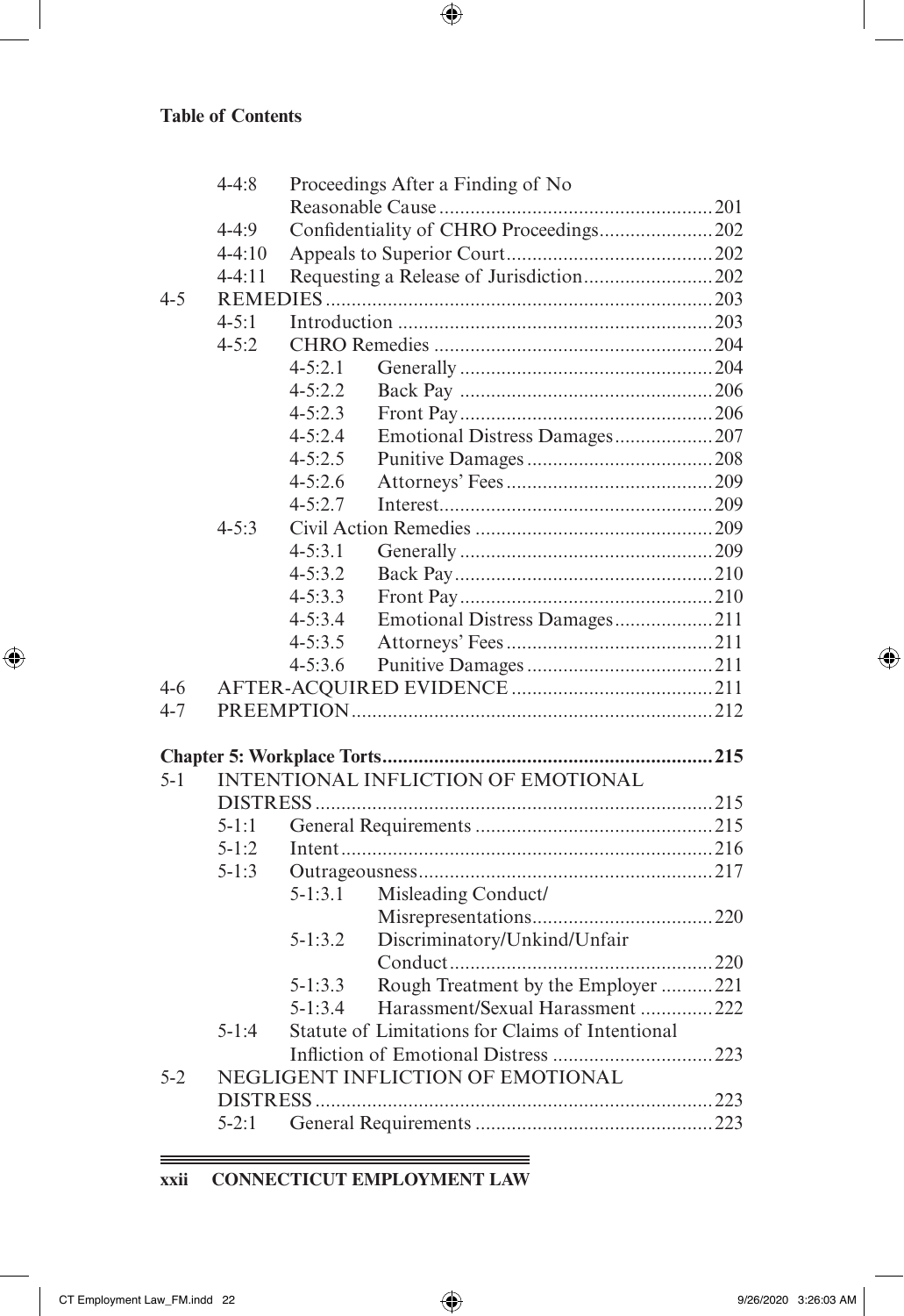**Table of Contents**

- 4-4:8 Proceedings After a Finding of No Reasonable Cause ..... 201
- 4-4:9 Confidentiality of CHRO Proceedings ..... 202
- 4-4:10 Appeals to Superior Court ..... 202
- 4-4:11 Requesting a Release of Jurisdiction ..... 202

4-5 REMEDIES ..... 203

- 4-5:1 Introduction ..... 203
- 4-5:2 CHRO Remedies ..... 204
  - 4-5:2.1 Generally ..... 204
  - 4-5:2.2 Back Pay ..... 206
  - 4-5:2.3 Front Pay ..... 206
  - 4-5:2.4 Emotional Distress Damages ..... 207
  - 4-5:2.5 Punitive Damages ..... 208
  - 4-5:2.6 Attorneys' Fees ..... 209
  - 4-5:2.7 Interest ..... 209
- 4-5:3 Civil Action Remedies ..... 209
  - 4-5:3.1 Generally ..... 209
  - 4-5:3.2 Back Pay ..... 210
  - 4-5:3.3 Front Pay ..... 210
  - 4-5:3.4 Emotional Distress Damages ..... 211
  - 4-5:3.5 Attorneys' Fees ..... 211
  - 4-5:3.6 Punitive Damages ..... 211

4-6 AFTER-ACQUIRED EVIDENCE ..... 211

4-7 PREEMPTION ..... 212

**Chapter 5: Workplace Torts ..... 215**

5-1 INTENTIONAL INFLICTION OF EMOTIONAL DISTRESS ..... 215

- 5-1:1 General Requirements ..... 215
- 5-1:2 Intent ..... 216
- 5-1:3 Outrageousness ..... 217
  - 5-1:3.1 Misleading Conduct/ Misrepresentations ..... 220
  - 5-1:3.2 Discriminatory/Unkind/Unfair Conduct ..... 220
  - 5-1:3.3 Rough Treatment by the Employer ..... 221
  - 5-1:3.4 Harassment/Sexual Harassment ..... 222
- 5-1:4 Statute of Limitations for Claims of Intentional Infliction of Emotional Distress ..... 223

5-2 NEGLIGENT INFLICTION OF EMOTIONAL DISTRESS ..... 223

- 5-2:1 General Requirements ..... 223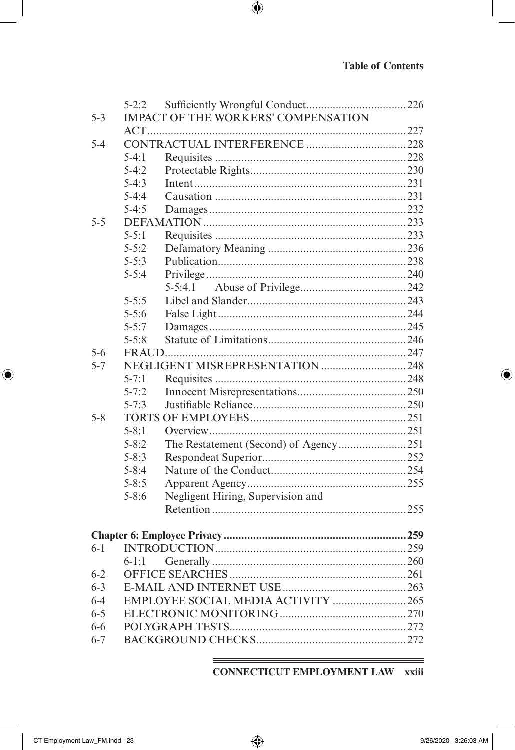| | | | |
|---|---|---|---|
| | 5-2:2 | Sufficiently Wrongful Conduct | 226 |
| 5-3 | IMPACT OF THE WORKERS' COMPENSATION ACT | | 227 |
| 5-4 | CONTRACTUAL INTERFERENCE | | 228 |
| | 5-4:1 | Requisites | 228 |
| | 5-4:2 | Protectable Rights | 230 |
| | 5-4:3 | Intent | 231 |
| | 5-4:4 | Causation | 231 |
| | 5-4:5 | Damages | 232 |
| 5-5 | DEFAMATION | | 233 |
| | 5-5:1 | Requisites | 233 |
| | 5-5:2 | Defamatory Meaning | 236 |
| | 5-5:3 | Publication | 238 |
| | 5-5:4 | Privilege | 240 |
| | | 5-5:4.1 Abuse of Privilege | 242 |
| | 5-5:5 | Libel and Slander | 243 |
| | 5-5:6 | False Light | 244 |
| | 5-5:7 | Damages | 245 |
| | 5-5:8 | Statute of Limitations | 246 |
| 5-6 | FRAUD | | 247 |
| 5-7 | NEGLIGENT MISREPRESENTATION | | 248 |
| | 5-7:1 | Requisites | 248 |
| | 5-7:2 | Innocent Misrepresentations | 250 |
| | 5-7:3 | Justifiable Reliance | 250 |
| 5-8 | TORTS OF EMPLOYEES | | 251 |
| | 5-8:1 | Overview | 251 |
| | 5-8:2 | The Restatement (Second) of Agency | 251 |
| | 5-8:3 | Respondeat Superior | 252 |
| | 5-8:4 | Nature of the Conduct | 254 |
| | 5-8:5 | Apparent Agency | 255 |
| | 5-8:6 | Negligent Hiring, Supervision and Retention | 255 |

**Chapter 6: Employee Privacy** ... 259

| | | | |
|---|---|---|---|
| 6-1 | INTRODUCTION | | 259 |
| | 6-1:1 | Generally | 260 |
| 6-2 | OFFICE SEARCHES | | 261 |
| 6-3 | E-MAIL AND INTERNET USE | | 263 |
| 6-4 | EMPLOYEE SOCIAL MEDIA ACTIVITY | | 265 |
| 6-5 | ELECTRONIC MONITORING | | 270 |
| 6-6 | POLYGRAPH TESTS | | 272 |
| 6-7 | BACKGROUND CHECKS | | 272 |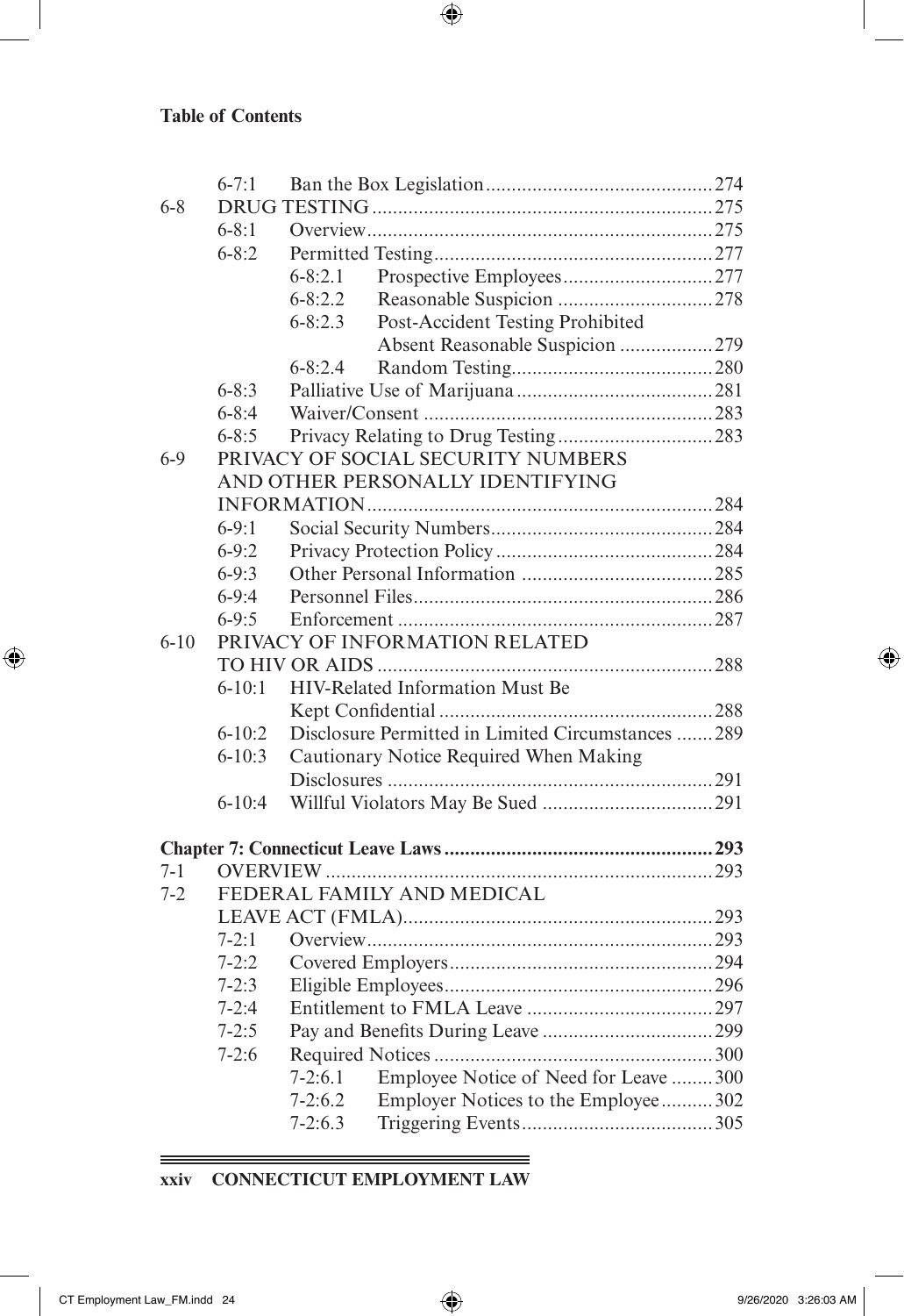**Table of Contents**

- 6-7:1 Ban the Box Legislation ... 274
- 6-8 DRUG TESTING ... 275
  - 6-8:1 Overview ... 275
  - 6-8:2 Permitted Testing ... 277
    - 6-8:2.1 Prospective Employees ... 277
    - 6-8:2.2 Reasonable Suspicion ... 278
    - 6-8:2.3 Post-Accident Testing Prohibited Absent Reasonable Suspicion ... 279
    - 6-8:2.4 Random Testing ... 280
  - 6-8:3 Palliative Use of Marijuana ... 281
  - 6-8:4 Waiver/Consent ... 283
  - 6-8:5 Privacy Relating to Drug Testing ... 283
- 6-9 PRIVACY OF SOCIAL SECURITY NUMBERS AND OTHER PERSONALLY IDENTIFYING INFORMATION ... 284
  - 6-9:1 Social Security Numbers ... 284
  - 6-9:2 Privacy Protection Policy ... 284
  - 6-9:3 Other Personal Information ... 285
  - 6-9:4 Personnel Files ... 286
  - 6-9:5 Enforcement ... 287
- 6-10 PRIVACY OF INFORMATION RELATED TO HIV OR AIDS ... 288
  - 6-10:1 HIV-Related Information Must Be Kept Confidential ... 288
  - 6-10:2 Disclosure Permitted in Limited Circumstances ... 289
  - 6-10:3 Cautionary Notice Required When Making Disclosures ... 291
  - 6-10:4 Willful Violators May Be Sued ... 291

**Chapter 7: Connecticut Leave Laws ... 293**

- 7-1 OVERVIEW ... 293
- 7-2 FEDERAL FAMILY AND MEDICAL LEAVE ACT (FMLA) ... 293
  - 7-2:1 Overview ... 293
  - 7-2:2 Covered Employers ... 294
  - 7-2:3 Eligible Employees ... 296
  - 7-2:4 Entitlement to FMLA Leave ... 297
  - 7-2:5 Pay and Benefits During Leave ... 299
  - 7-2:6 Required Notices ... 300
    - 7-2:6.1 Employee Notice of Need for Leave ... 300
    - 7-2:6.2 Employer Notices to the Employee ... 302
    - 7-2:6.3 Triggering Events ... 305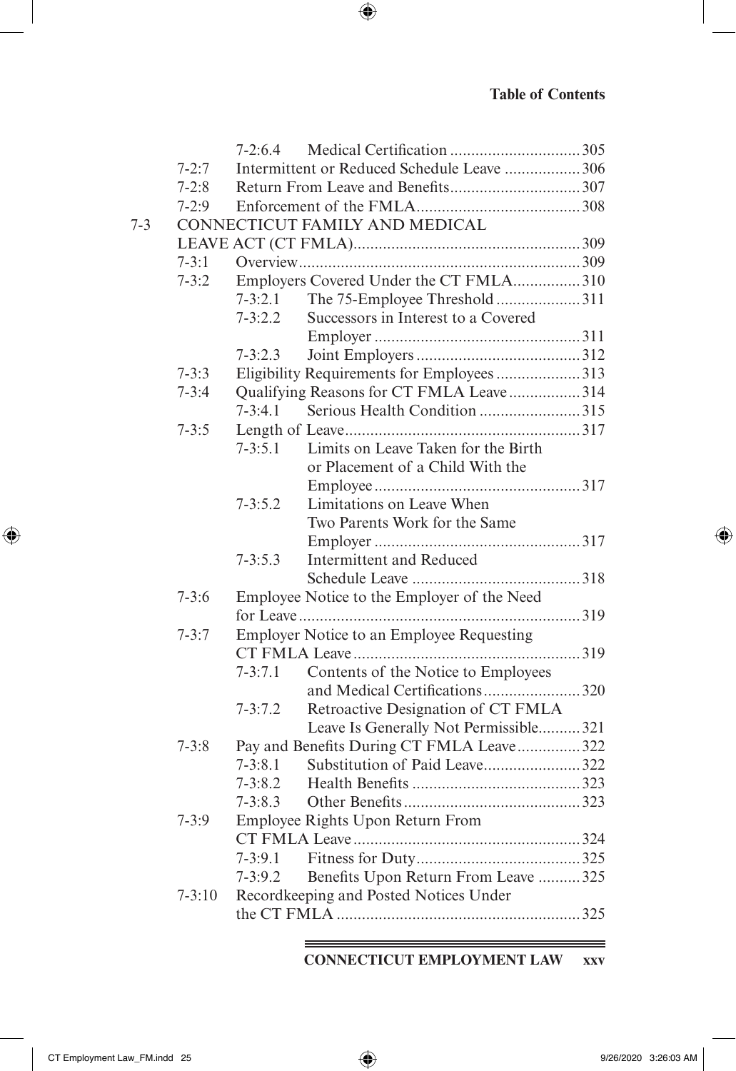7-2:6.4 Medical Certification ............................... 305

7-2:7 Intermittent or Reduced Schedule Leave .................. 306

7-2:8 Return From Leave and Benefits............................... 307

7-2:9 Enforcement of the FMLA....................................... 308

7-3 CONNECTICUT FAMILY AND MEDICAL LEAVE ACT (CT FMLA)...................................................... 309

7-3:1 Overview................................................................... 309

7-3:2 Employers Covered Under the CT FMLA................ 310

7-3:2.1 The 75-Employee Threshold .................... 311

7-3:2.2 Successors in Interest to a Covered Employer ................................................. 311

7-3:2.3 Joint Employers ....................................... 312

7-3:3 Eligibility Requirements for Employees .................... 313

7-3:4 Qualifying Reasons for CT FMLA Leave ................. 314

7-3:4.1 Serious Health Condition ........................ 315

7-3:5 Length of Leave........................................................ 317

7-3:5.1 Limits on Leave Taken for the Birth or Placement of a Child With the Employee................................................. 317

7-3:5.2 Limitations on Leave When Two Parents Work for the Same Employer ................................................. 317

7-3:5.3 Intermittent and Reduced Schedule Leave ........................................ 318

7-3:6 Employee Notice to the Employer of the Need for Leave................................................................... 319

7-3:7 Employer Notice to an Employee Requesting CT FMLA Leave...................................................... 319

7-3:7.1 Contents of the Notice to Employees and Medical Certifications....................... 320

7-3:7.2 Retroactive Designation of CT FMLA Leave Is Generally Not Permissible.......... 321

7-3:8 Pay and Benefits During CT FMLA Leave............... 322

7-3:8.1 Substitution of Paid Leave....................... 322

7-3:8.2 Health Benefits ........................................ 323

7-3:8.3 Other Benefits.......................................... 323

7-3:9 Employee Rights Upon Return From CT FMLA Leave...................................................... 324

7-3:9.1 Fitness for Duty....................................... 325

7-3:9.2 Benefits Upon Return From Leave .......... 325

7-3:10 Recordkeeping and Posted Notices Under the CT FMLA .......................................................... 325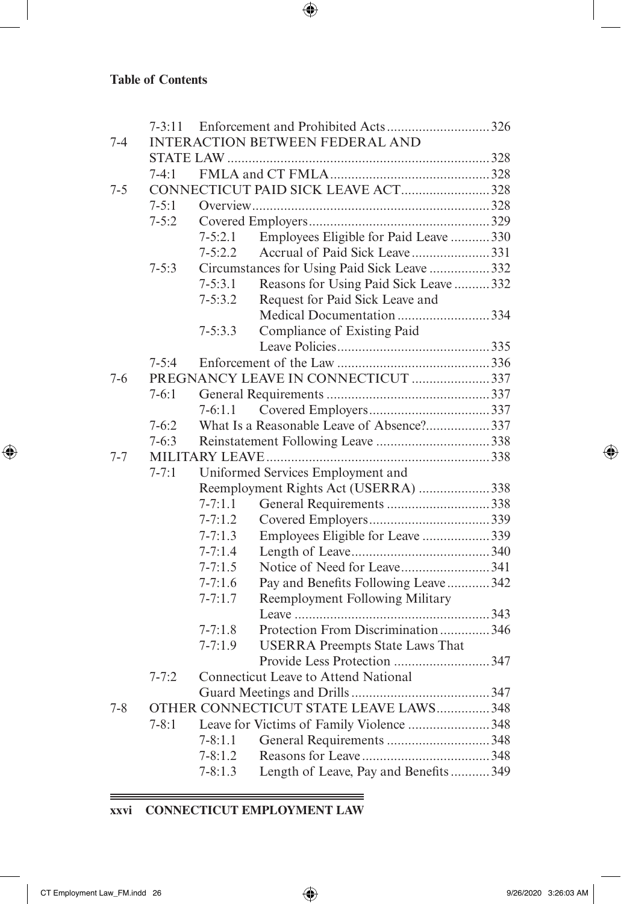**Table of Contents**

- 7-3:11 Enforcement and Prohibited Acts ... 326
- 7-4 INTERACTION BETWEEN FEDERAL AND STATE LAW ... 328
  - 7-4:1 FMLA and CT FMLA ... 328
- 7-5 CONNECTICUT PAID SICK LEAVE ACT ... 328
  - 7-5:1 Overview ... 328
  - 7-5:2 Covered Employers ... 329
    - 7-5:2.1 Employees Eligible for Paid Leave ... 330
    - 7-5:2.2 Accrual of Paid Sick Leave ... 331
  - 7-5:3 Circumstances for Using Paid Sick Leave ... 332
    - 7-5:3.1 Reasons for Using Paid Sick Leave ... 332
    - 7-5:3.2 Request for Paid Sick Leave and Medical Documentation ... 334
    - 7-5:3.3 Compliance of Existing Paid Leave Policies ... 335
  - 7-5:4 Enforcement of the Law ... 336
- 7-6 PREGNANCY LEAVE IN CONNECTICUT ... 337
  - 7-6:1 General Requirements ... 337
    - 7-6:1.1 Covered Employers ... 337
  - 7-6:2 What Is a Reasonable Leave of Absence? ... 337
  - 7-6:3 Reinstatement Following Leave ... 338
- 7-7 MILITARY LEAVE ... 338
  - 7-7:1 Uniformed Services Employment and Reemployment Rights Act (USERRA) ... 338
    - 7-7:1.1 General Requirements ... 338
    - 7-7:1.2 Covered Employers ... 339
    - 7-7:1.3 Employees Eligible for Leave ... 339
    - 7-7:1.4 Length of Leave ... 340
    - 7-7:1.5 Notice of Need for Leave ... 341
    - 7-7:1.6 Pay and Benefits Following Leave ... 342
    - 7-7:1.7 Reemployment Following Military Leave ... 343
    - 7-7:1.8 Protection From Discrimination ... 346
    - 7-7:1.9 USERRA Preempts State Laws That Provide Less Protection ... 347
  - 7-7:2 Connecticut Leave to Attend National Guard Meetings and Drills ... 347
- 7-8 OTHER CONNECTICUT STATE LEAVE LAWS ... 348
  - 7-8:1 Leave for Victims of Family Violence ... 348
    - 7-8:1.1 General Requirements ... 348
    - 7-8:1.2 Reasons for Leave ... 348
    - 7-8:1.3 Length of Leave, Pay and Benefits ... 349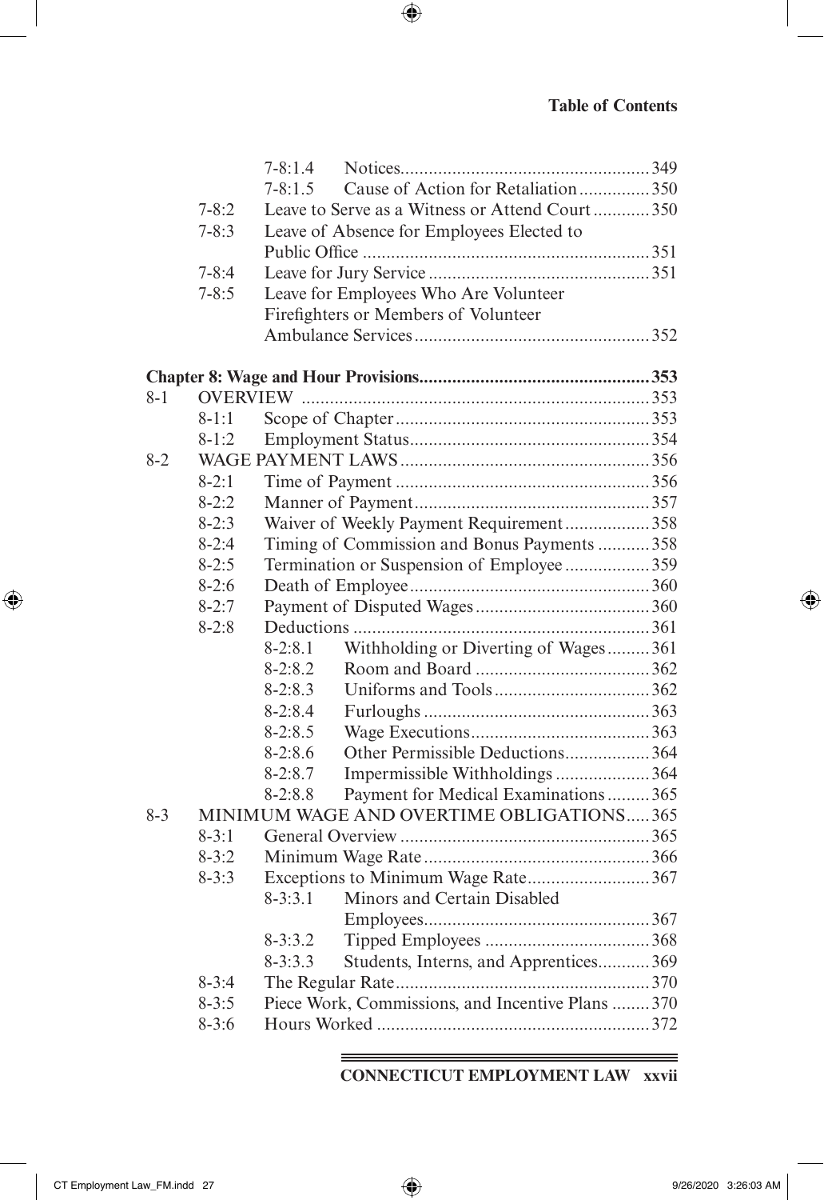| | | | | |
|---|---|---|---|---|
| | | 7-8:1.4 | Notices | 349 |
| | | 7-8:1.5 | Cause of Action for Retaliation | 350 |
| | 7-8:2 | Leave to Serve as a Witness or Attend Court | | 350 |
| | 7-8:3 | Leave of Absence for Employees Elected to Public Office | | 351 |
| | 7-8:4 | Leave for Jury Service | | 351 |
| | 7-8:5 | Leave for Employees Who Are Volunteer Firefighters or Members of Volunteer Ambulance Services | | 352 |

**Chapter 8: Wage and Hour Provisions** ....353

| | | | | |
|---|---|---|---|---|
| 8-1 | OVERVIEW | | | 353 |
| | 8-1:1 | Scope of Chapter | | 353 |
| | 8-1:2 | Employment Status | | 354 |
| 8-2 | WAGE PAYMENT LAWS | | | 356 |
| | 8-2:1 | Time of Payment | | 356 |
| | 8-2:2 | Manner of Payment | | 357 |
| | 8-2:3 | Waiver of Weekly Payment Requirement | | 358 |
| | 8-2:4 | Timing of Commission and Bonus Payments | | 358 |
| | 8-2:5 | Termination or Suspension of Employee | | 359 |
| | 8-2:6 | Death of Employee | | 360 |
| | 8-2:7 | Payment of Disputed Wages | | 360 |
| | 8-2:8 | Deductions | | 361 |
| | | 8-2:8.1 | Withholding or Diverting of Wages | 361 |
| | | 8-2:8.2 | Room and Board | 362 |
| | | 8-2:8.3 | Uniforms and Tools | 362 |
| | | 8-2:8.4 | Furloughs | 363 |
| | | 8-2:8.5 | Wage Executions | 363 |
| | | 8-2:8.6 | Other Permissible Deductions | 364 |
| | | 8-2:8.7 | Impermissible Withholdings | 364 |
| | | 8-2:8.8 | Payment for Medical Examinations | 365 |
| 8-3 | MINIMUM WAGE AND OVERTIME OBLIGATIONS | | | 365 |
| | 8-3:1 | General Overview | | 365 |
| | 8-3:2 | Minimum Wage Rate | | 366 |
| | 8-3:3 | Exceptions to Minimum Wage Rate | | 367 |
| | | 8-3:3.1 | Minors and Certain Disabled Employees | 367 |
| | | 8-3:3.2 | Tipped Employees | 368 |
| | | 8-3:3.3 | Students, Interns, and Apprentices | 369 |
| | 8-3:4 | The Regular Rate | | 370 |
| | 8-3:5 | Piece Work, Commissions, and Incentive Plans | | 370 |
| | 8-3:6 | Hours Worked | | 372 |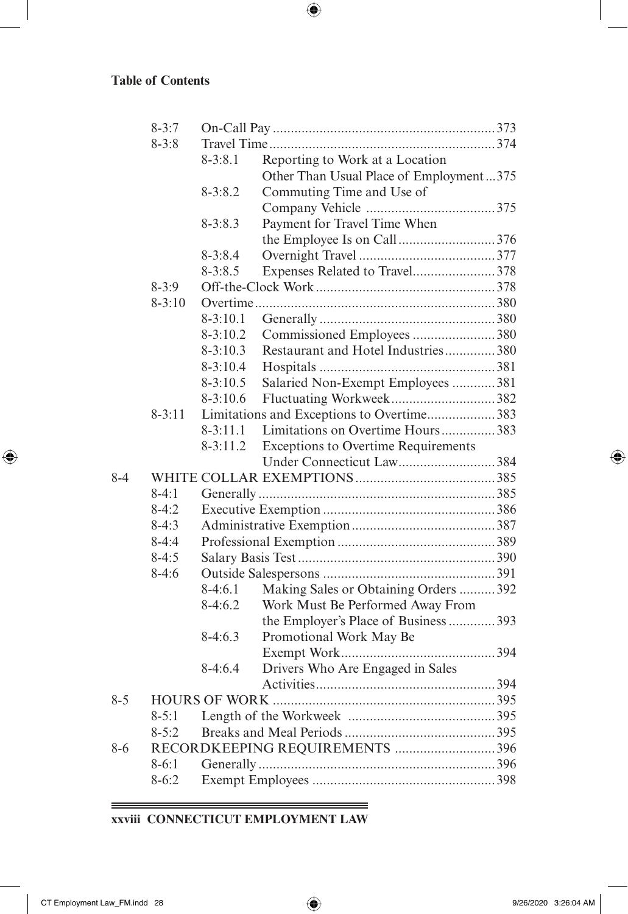**Table of Contents**

- 8-3:7 On-Call Pay ... 373
- 8-3:8 Travel Time ... 374
  - 8-3:8.1 Reporting to Work at a Location Other Than Usual Place of Employment ... 375
  - 8-3:8.2 Commuting Time and Use of Company Vehicle ... 375
  - 8-3:8.3 Payment for Travel Time When the Employee Is on Call ... 376
  - 8-3:8.4 Overnight Travel ... 377
  - 8-3:8.5 Expenses Related to Travel ... 378
- 8-3:9 Off-the-Clock Work ... 378
- 8-3:10 Overtime ... 380
  - 8-3:10.1 Generally ... 380
  - 8-3:10.2 Commissioned Employees ... 380
  - 8-3:10.3 Restaurant and Hotel Industries ... 380
  - 8-3:10.4 Hospitals ... 381
  - 8-3:10.5 Salaried Non-Exempt Employees ... 381
  - 8-3:10.6 Fluctuating Workweek ... 382
- 8-3:11 Limitations and Exceptions to Overtime ... 383
  - 8-3:11.1 Limitations on Overtime Hours ... 383
  - 8-3:11.2 Exceptions to Overtime Requirements Under Connecticut Law ... 384

8-4 WHITE COLLAR EXEMPTIONS ... 385

- 8-4:1 Generally ... 385
- 8-4:2 Executive Exemption ... 386
- 8-4:3 Administrative Exemption ... 387
- 8-4:4 Professional Exemption ... 389
- 8-4:5 Salary Basis Test ... 390
- 8-4:6 Outside Salespersons ... 391
  - 8-4:6.1 Making Sales or Obtaining Orders ... 392
  - 8-4:6.2 Work Must Be Performed Away From the Employer's Place of Business ... 393
  - 8-4:6.3 Promotional Work May Be Exempt Work ... 394
  - 8-4:6.4 Drivers Who Are Engaged in Sales Activities ... 394

8-5 HOURS OF WORK ... 395

- 8-5:1 Length of the Workweek ... 395
- 8-5:2 Breaks and Meal Periods ... 395

8-6 RECORDKEEPING REQUIREMENTS ... 396

- 8-6:1 Generally ... 396
- 8-6:2 Exempt Employees ... 398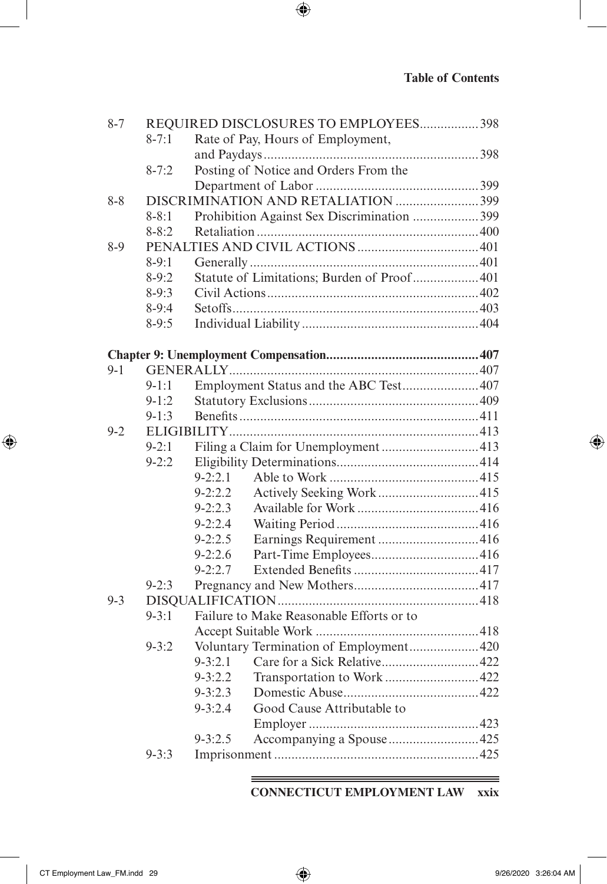8-7 REQUIRED DISCLOSURES TO EMPLOYEES.................398
- 8-7:1 Rate of Pay, Hours of Employment, and Paydays.............................................................398
- 8-7:2 Posting of Notice and Orders From the Department of Labor ..............................................399

8-8 DISCRIMINATION AND RETALIATION ........................399
- 8-8:1 Prohibition Against Sex Discrimination ...................399
- 8-8:2 Retaliation...............................................................400

8-9 PENALTIES AND CIVIL ACTIONS...................................401
- 8-9:1 Generally .................................................................401
- 8-9:2 Statute of Limitations; Burden of Proof...................401
- 8-9:3 Civil Actions............................................................402
- 8-9:4 Setoffs......................................................................403
- 8-9:5 Individual Liability ..................................................404

**Chapter 9: Unemployment Compensation...........................................407**

9-1 GENERALLY.......................................................................407
- 9-1:1 Employment Status and the ABC Test......................407
- 9-1:2 Statutory Exclusions................................................409
- 9-1:3 Benefits....................................................................411

9-2 ELIGIBILITY.......................................................................413
- 9-2:1 Filing a Claim for Unemployment ...........................413
- 9-2:2 Eligibility Determinations.........................................414
  - 9-2:2.1 Able to Work ..........................................415
  - 9-2:2.2 Actively Seeking Work ............................415
  - 9-2:2.3 Available for Work ..................................416
  - 9-2:2.4 Waiting Period.........................................416
  - 9-2:2.5 Earnings Requirement .............................416
  - 9-2:2.6 Part-Time Employees...............................416
  - 9-2:2.7 Extended Benefits ...................................417
- 9-2:3 Pregnancy and New Mothers...................................417

9-3 DISQUALIFICATION.........................................................418
- 9-3:1 Failure to Make Reasonable Efforts or to Accept Suitable Work ..............................................418
- 9-3:2 Voluntary Termination of Employment....................420
  - 9-3:2.1 Care for a Sick Relative............................422
  - 9-3:2.2 Transportation to Work ...........................422
  - 9-3:2.3 Domestic Abuse.......................................422
  - 9-3:2.4 Good Cause Attributable to Employer ................................................423
  - 9-3:2.5 Accompanying a Spouse ..........................425
- 9-3:3 Imprisonment ..........................................................425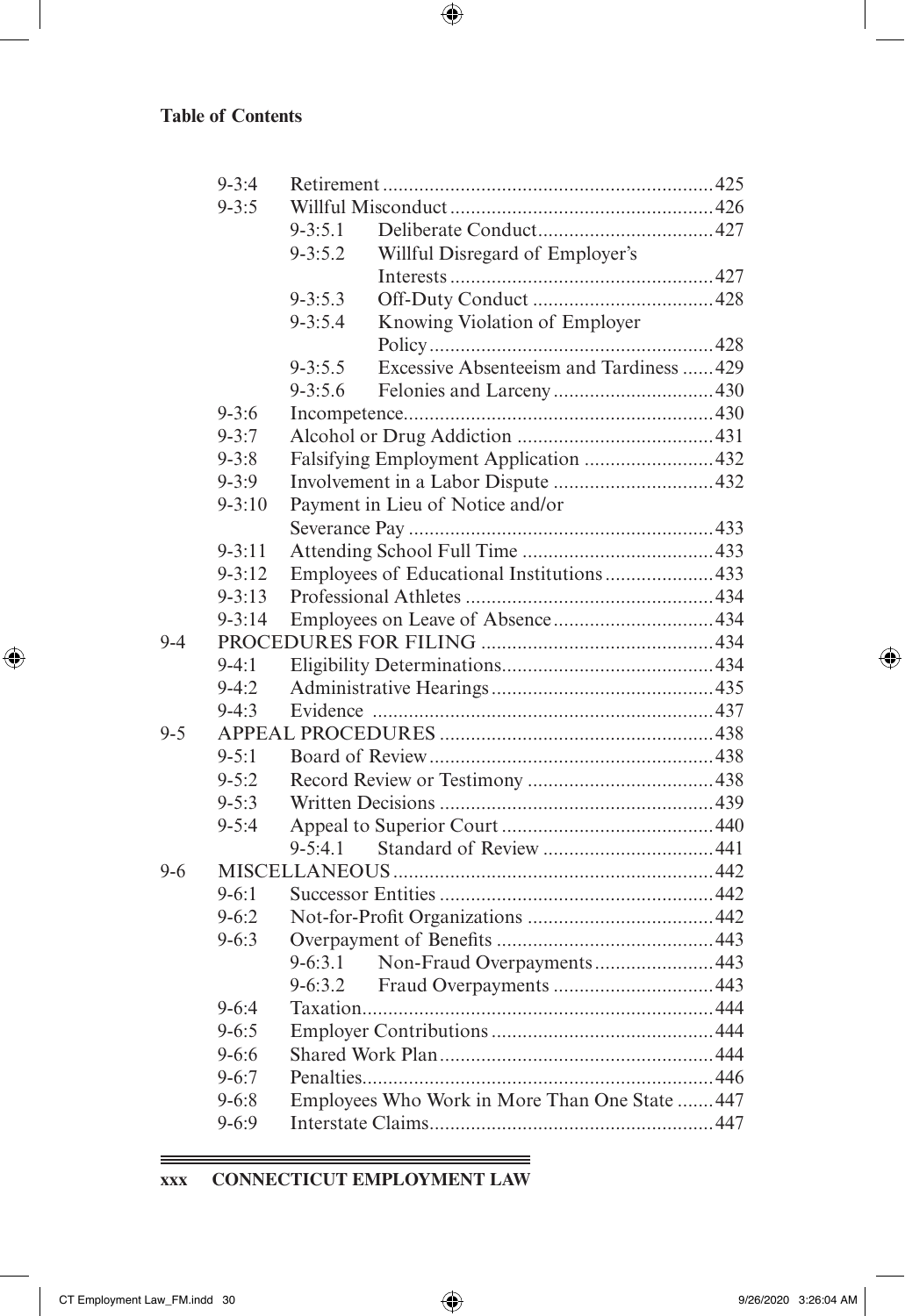**Table of Contents**

| | | | |
|---|---|---|---|
| | 9-3:4 | Retirement | 425 |
| | 9-3:5 | Willful Misconduct | 426 |
| | | 9-3:5.1 Deliberate Conduct | 427 |
| | | 9-3:5.2 Willful Disregard of Employer's Interests | 427 |
| | | 9-3:5.3 Off-Duty Conduct | 428 |
| | | 9-3:5.4 Knowing Violation of Employer Policy | 428 |
| | | 9-3:5.5 Excessive Absenteeism and Tardiness | 429 |
| | | 9-3:5.6 Felonies and Larceny | 430 |
| | 9-3:6 | Incompetence | 430 |
| | 9-3:7 | Alcohol or Drug Addiction | 431 |
| | 9-3:8 | Falsifying Employment Application | 432 |
| | 9-3:9 | Involvement in a Labor Dispute | 432 |
| | 9-3:10 | Payment in Lieu of Notice and/or Severance Pay | 433 |
| | 9-3:11 | Attending School Full Time | 433 |
| | 9-3:12 | Employees of Educational Institutions | 433 |
| | 9-3:13 | Professional Athletes | 434 |
| | 9-3:14 | Employees on Leave of Absence | 434 |
| 9-4 | | PROCEDURES FOR FILING | 434 |
| | 9-4:1 | Eligibility Determinations | 434 |
| | 9-4:2 | Administrative Hearings | 435 |
| | 9-4:3 | Evidence | 437 |
| 9-5 | | APPEAL PROCEDURES | 438 |
| | 9-5:1 | Board of Review | 438 |
| | 9-5:2 | Record Review or Testimony | 438 |
| | 9-5:3 | Written Decisions | 439 |
| | 9-5:4 | Appeal to Superior Court | 440 |
| | | 9-5:4.1 Standard of Review | 441 |
| 9-6 | | MISCELLANEOUS | 442 |
| | 9-6:1 | Successor Entities | 442 |
| | 9-6:2 | Not-for-Profit Organizations | 442 |
| | 9-6:3 | Overpayment of Benefits | 443 |
| | | 9-6:3.1 Non-Fraud Overpayments | 443 |
| | | 9-6:3.2 Fraud Overpayments | 443 |
| | 9-6:4 | Taxation | 444 |
| | 9-6:5 | Employer Contributions | 444 |
| | 9-6:6 | Shared Work Plan | 444 |
| | 9-6:7 | Penalties | 446 |
| | 9-6:8 | Employees Who Work in More Than One State | 447 |
| | 9-6:9 | Interstate Claims | 447 |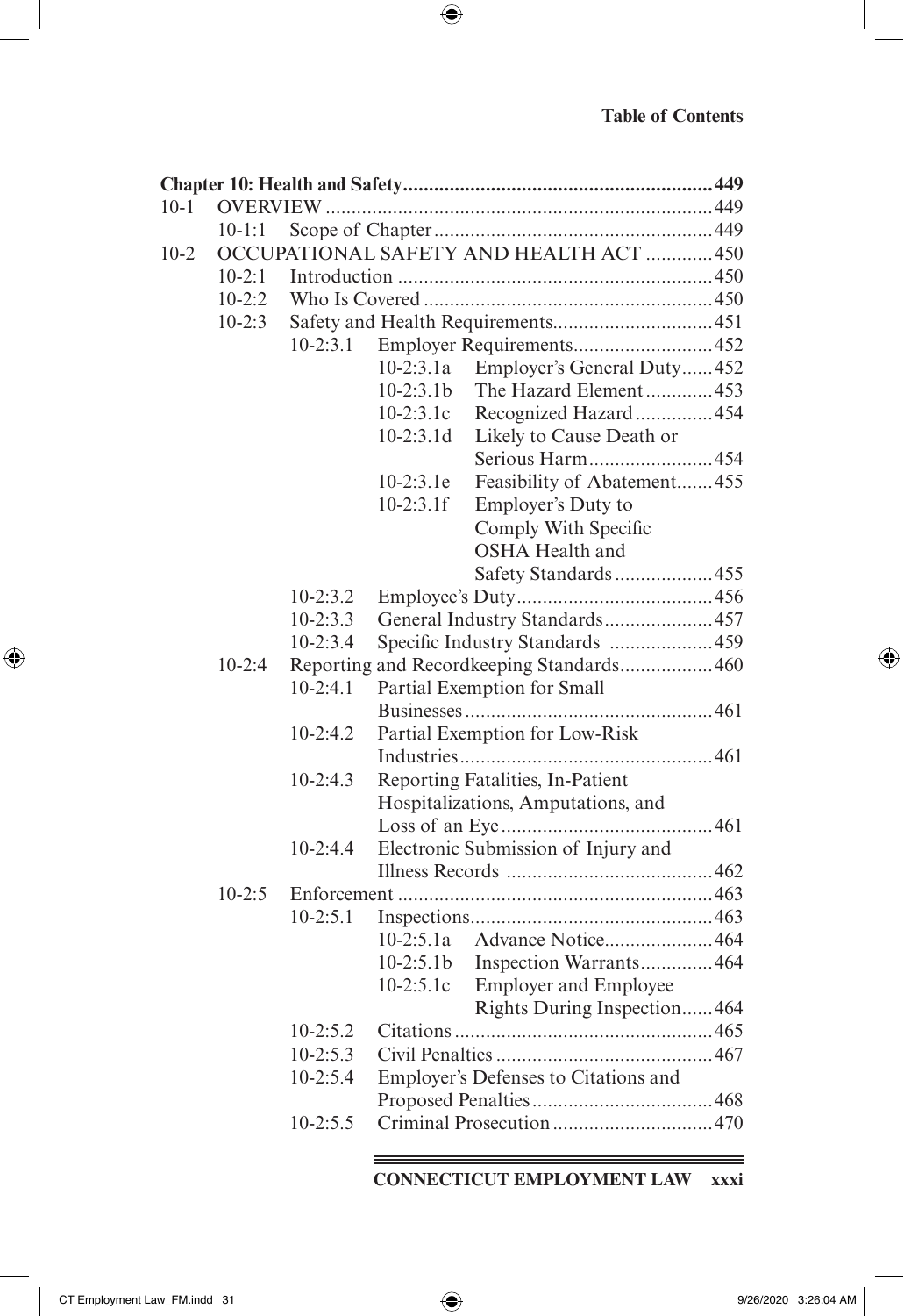**Chapter 10: Health and Safety ........................................................... 449**

- 10-1 OVERVIEW ........................................................................... 449
  - 10-1:1 Scope of Chapter ..................................................... 449
- 10-2 OCCUPATIONAL SAFETY AND HEALTH ACT ............. 450
  - 10-2:1 Introduction ............................................................. 450
  - 10-2:2 Who Is Covered ........................................................ 450
  - 10-2:3 Safety and Health Requirements ............................... 451
    - 10-2:3.1 Employer Requirements .......................... 452
      - 10-2:3.1a Employer's General Duty ...... 452
      - 10-2:3.1b The Hazard Element ............. 453
      - 10-2:3.1c Recognized Hazard ............... 454
      - 10-2:3.1d Likely to Cause Death or Serious Harm ........................ 454
      - 10-2:3.1e Feasibility of Abatement ....... 455
      - 10-2:3.1f Employer's Duty to Comply With Specific OSHA Health and Safety Standards ................... 455
    - 10-2:3.2 Employee's Duty ...................................... 456
    - 10-2:3.3 General Industry Standards ..................... 457
    - 10-2:3.4 Specific Industry Standards .................... 459
  - 10-2:4 Reporting and Recordkeeping Standards .................. 460
    - 10-2:4.1 Partial Exemption for Small Businesses ................................................ 461
    - 10-2:4.2 Partial Exemption for Low-Risk Industries ................................................. 461
    - 10-2:4.3 Reporting Fatalities, In-Patient Hospitalizations, Amputations, and Loss of an Eye ......................................... 461
    - 10-2:4.4 Electronic Submission of Injury and Illness Records ........................................ 462
  - 10-2:5 Enforcement ............................................................. 463
    - 10-2:5.1 Inspections ............................................... 463
      - 10-2:5.1a Advance Notice ..................... 464
      - 10-2:5.1b Inspection Warrants .............. 464
      - 10-2:5.1c Employer and Employee Rights During Inspection ...... 464
    - 10-2:5.2 Citations .................................................. 465
    - 10-2:5.3 Civil Penalties .......................................... 467
    - 10-2:5.4 Employer's Defenses to Citations and Proposed Penalties ................................... 468
    - 10-2:5.5 Criminal Prosecution ............................... 470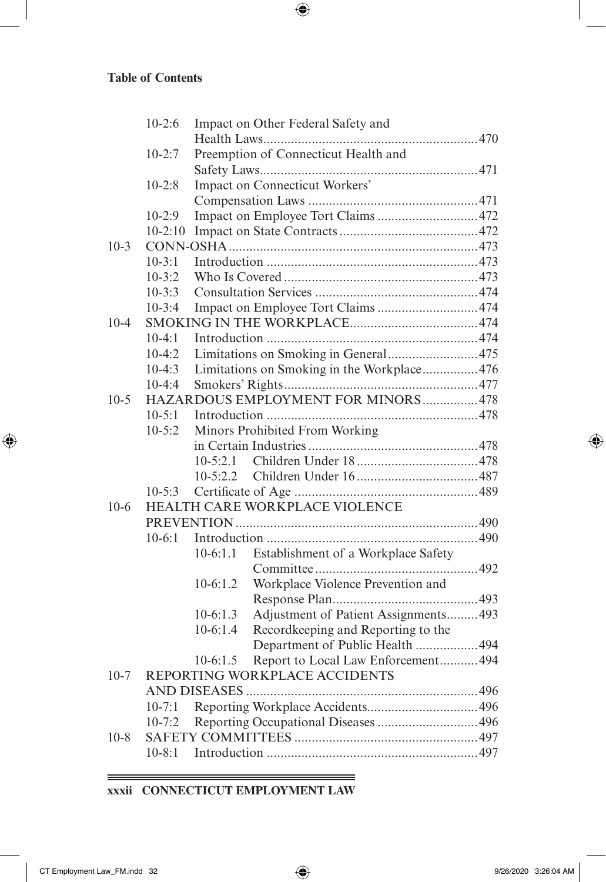**Table of Contents**

- 10-2:6 Impact on Other Federal Safety and Health Laws .... 470
- 10-2:7 Preemption of Connecticut Health and Safety Laws .... 471
- 10-2:8 Impact on Connecticut Workers' Compensation Laws .... 471
- 10-2:9 Impact on Employee Tort Claims .... 472
- 10-2:10 Impact on State Contracts .... 472

10-3 CONN-OSHA .... 473

- 10-3:1 Introduction .... 473
- 10-3:2 Who Is Covered .... 473
- 10-3:3 Consultation Services .... 474
- 10-3:4 Impact on Employee Tort Claims .... 474

10-4 SMOKING IN THE WORKPLACE .... 474

- 10-4:1 Introduction .... 474
- 10-4:2 Limitations on Smoking in General .... 475
- 10-4:3 Limitations on Smoking in the Workplace .... 476
- 10-4:4 Smokers' Rights .... 477

10-5 HAZARDOUS EMPLOYMENT FOR MINORS .... 478

- 10-5:1 Introduction .... 478
- 10-5:2 Minors Prohibited From Working in Certain Industries .... 478
  - 10-5:2.1 Children Under 18 .... 478
  - 10-5:2.2 Children Under 16 .... 487
- 10-5:3 Certificate of Age .... 489

10-6 HEALTH CARE WORKPLACE VIOLENCE PREVENTION .... 490

- 10-6:1 Introduction .... 490
  - 10-6:1.1 Establishment of a Workplace Safety Committee .... 492
  - 10-6:1.2 Workplace Violence Prevention and Response Plan .... 493
  - 10-6:1.3 Adjustment of Patient Assignments .... 493
  - 10-6:1.4 Recordkeeping and Reporting to the Department of Public Health .... 494
  - 10-6:1.5 Report to Local Law Enforcement .... 494

10-7 REPORTING WORKPLACE ACCIDENTS AND DISEASES .... 496

- 10-7:1 Reporting Workplace Accidents .... 496
- 10-7:2 Reporting Occupational Diseases .... 496

10-8 SAFETY COMMITTEES .... 497

- 10-8:1 Introduction .... 497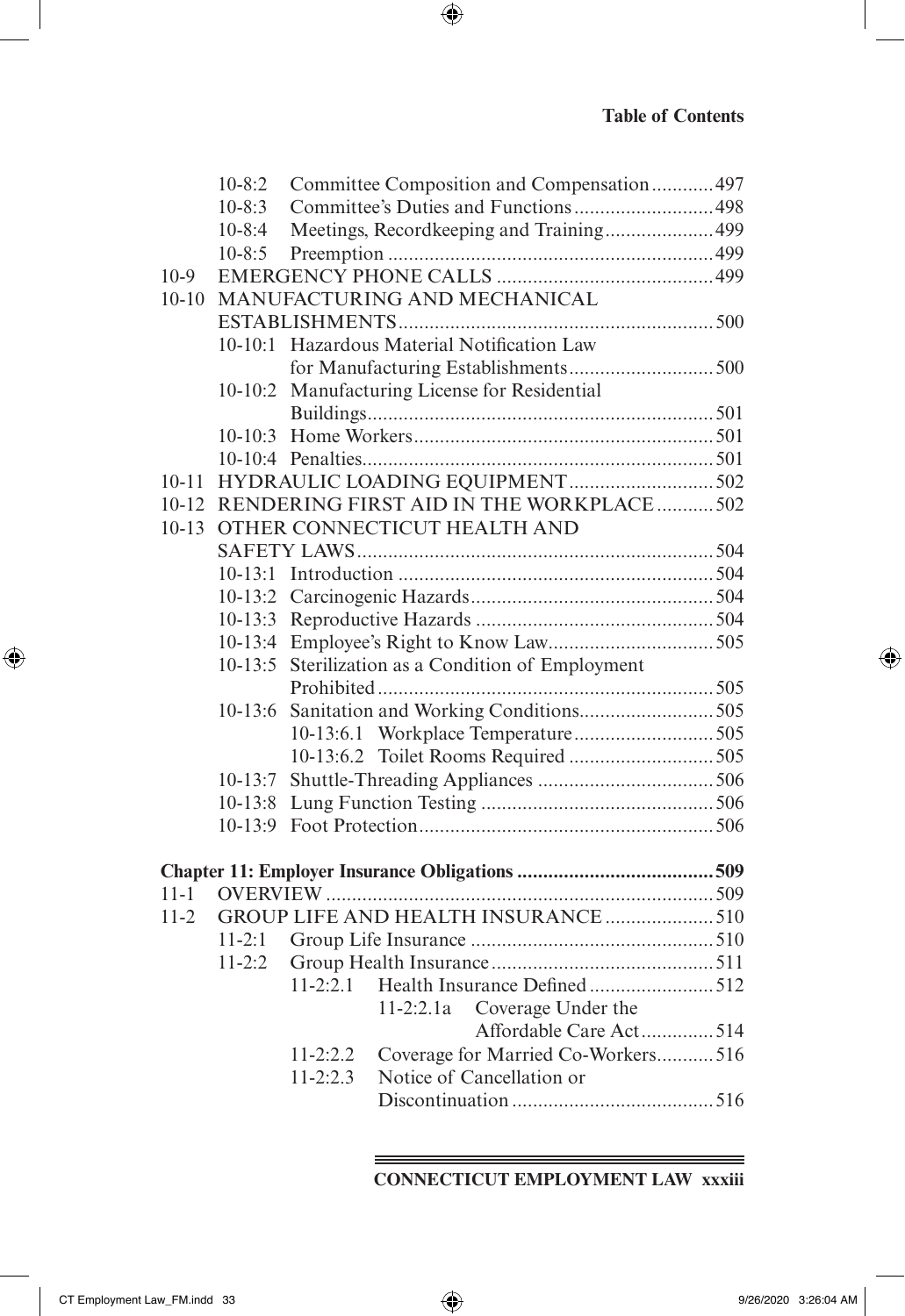| | | | |
|---|---|---|---|
| | 10-8:2 | Committee Composition and Compensation | 497 |
| | 10-8:3 | Committee's Duties and Functions | 498 |
| | 10-8:4 | Meetings, Recordkeeping and Training | 499 |
| | 10-8:5 | Preemption | 499 |
| 10-9 | EMERGENCY PHONE CALLS | | 499 |
| 10-10 | MANUFACTURING AND MECHANICAL ESTABLISHMENTS | | 500 |
| | 10-10:1 | Hazardous Material Notification Law for Manufacturing Establishments | 500 |
| | 10-10:2 | Manufacturing License for Residential Buildings | 501 |
| | 10-10:3 | Home Workers | 501 |
| | 10-10:4 | Penalties | 501 |
| 10-11 | HYDRAULIC LOADING EQUIPMENT | | 502 |
| 10-12 | RENDERING FIRST AID IN THE WORKPLACE | | 502 |
| 10-13 | OTHER CONNECTICUT HEALTH AND SAFETY LAWS | | 504 |
| | 10-13:1 | Introduction | 504 |
| | 10-13:2 | Carcinogenic Hazards | 504 |
| | 10-13:3 | Reproductive Hazards | 504 |
| | 10-13:4 | Employee's Right to Know Law | 505 |
| | 10-13:5 | Sterilization as a Condition of Employment Prohibited | 505 |
| | 10-13:6 | Sanitation and Working Conditions | 505 |
| | | 10-13:6.1 Workplace Temperature | 505 |
| | | 10-13:6.2 Toilet Rooms Required | 505 |
| | 10-13:7 | Shuttle-Threading Appliances | 506 |
| | 10-13:8 | Lung Function Testing | 506 |
| | 10-13:9 | Foot Protection | 506 |

**Chapter 11: Employer Insurance Obligations** ...... 509

| | | | |
|---|---|---|---|
| 11-1 | OVERVIEW | | 509 |
| 11-2 | GROUP LIFE AND HEALTH INSURANCE | | 510 |
| | 11-2:1 | Group Life Insurance | 510 |
| | 11-2:2 | Group Health Insurance | 511 |
| | | 11-2:2.1 Health Insurance Defined | 512 |
| | | 11-2:2.1a Coverage Under the Affordable Care Act | 514 |
| | | 11-2:2.2 Coverage for Married Co-Workers | 516 |
| | | 11-2:2.3 Notice of Cancellation or Discontinuation | 516 |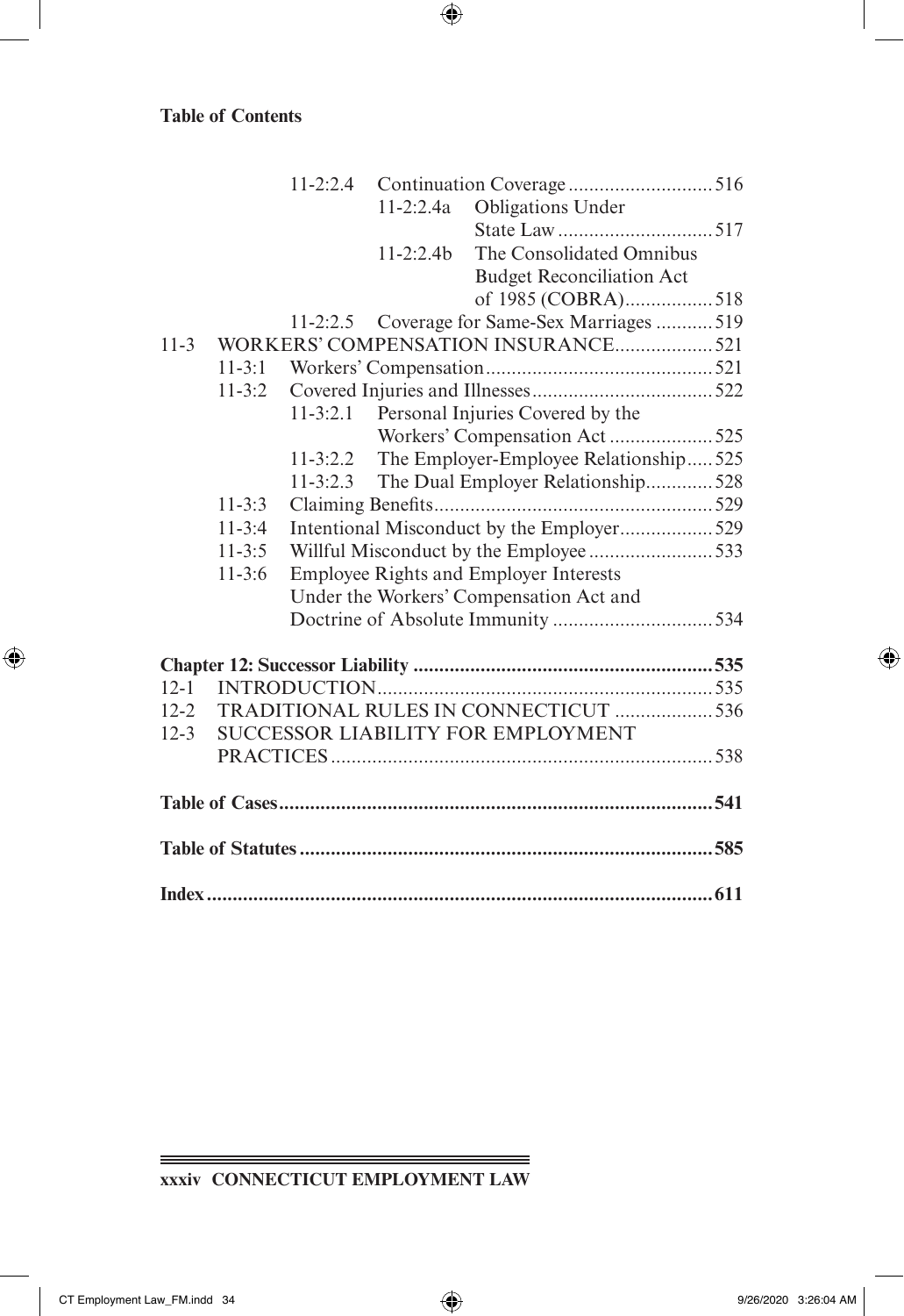**Table of Contents**

- 11-2:2.4 Continuation Coverage ............................ 516
  - 11-2:2.4a Obligations Under State Law .............................. 517
  - 11-2:2.4b The Consolidated Omnibus Budget Reconciliation Act of 1985 (COBRA)................. 518
- 11-2:2.5 Coverage for Same-Sex Marriages ........... 519

11-3 WORKERS' COMPENSATION INSURANCE................... 521

- 11-3:1 Workers' Compensation............................................ 521
- 11-3:2 Covered Injuries and Illnesses................................... 522
  - 11-3:2.1 Personal Injuries Covered by the Workers' Compensation Act .................... 525
  - 11-3:2.2 The Employer-Employee Relationship..... 525
  - 11-3:2.3 The Dual Employer Relationship............. 528
- 11-3:3 Claiming Benefits...................................................... 529
- 11-3:4 Intentional Misconduct by the Employer.................. 529
- 11-3:5 Willful Misconduct by the Employee ........................ 533
- 11-3:6 Employee Rights and Employer Interests Under the Workers' Compensation Act and Doctrine of Absolute Immunity ............................... 534

**Chapter 12: Successor Liability .......................................................... 535**

12-1 INTRODUCTION................................................................. 535

12-2 TRADITIONAL RULES IN CONNECTICUT ................... 536

12-3 SUCCESSOR LIABILITY FOR EMPLOYMENT PRACTICES.......................................................................... 538

**Table of Cases.................................................................................... 541**

**Table of Statutes............................................................................... 585**

**Index................................................................................................... 611**